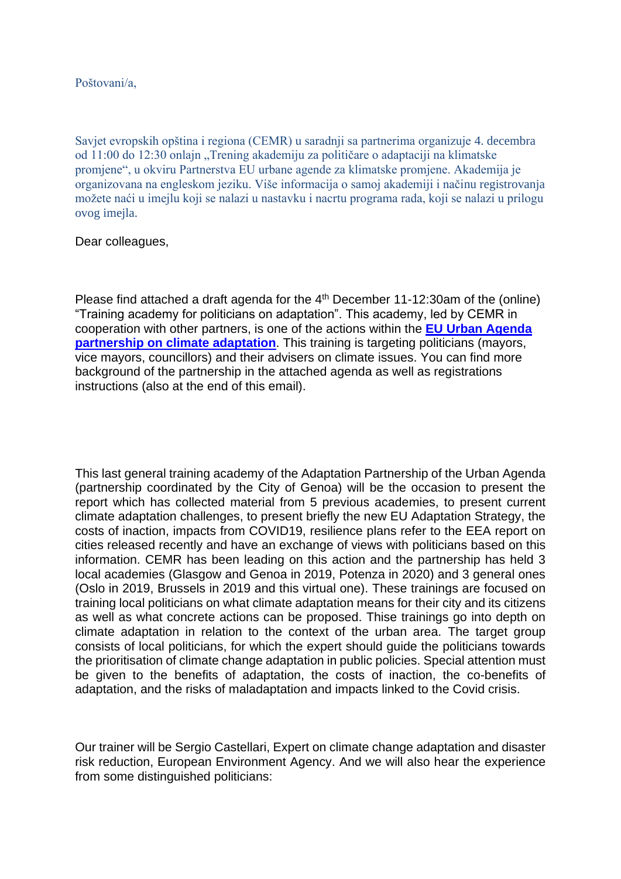Poštovani/a,

Savjet evropskih opština i regiona (CEMR) u saradnji sa partnerima organizuje 4. decembra od 11:00 do 12:30 onlajn „Trening akademiju za političare o adaptaciji na klimatske promjene", u okviru Partnerstva EU urbane agende za klimatske promjene. Akademija je organizovana na engleskom jeziku. Više informacija o samoj akademiji i načinu registrovanja možete naći u imejlu koji se nalazi u nastavku i nacrtu programa rada, koji se nalazi u prilogu ovog imejla.

Dear colleagues,

Please find attached a draft agenda for the 4th December 11-12:30am of the (online) "Training academy for politicians on adaptation". This academy, led by CEMR in cooperation with other partners, is one of the actions within the **EU Urban Agenda partnership on climate adaptation**. This training is targeting politicians (mayors, vice mayors, councillors) and their advisers on climate issues. You can find more background of the partnership in the attached agenda as well as registrations instructions (also at the end of this email).

This last general training academy of the Adaptation Partnership of the Urban Agenda (partnership coordinated by the City of Genoa) will be the occasion to present the report which has collected material from 5 previous academies, to present current climate adaptation challenges, to present briefly the new EU Adaptation Strategy, the costs of inaction, impacts from COVID19, resilience plans refer to the EEA report on cities released recently and have an exchange of views with politicians based on this information. CEMR has been leading on this action and the partnership has held 3 local academies (Glasgow and Genoa in 2019, Potenza in 2020) and 3 general ones (Oslo in 2019, Brussels in 2019 and this virtual one). These trainings are focused on training local politicians on what climate adaptation means for their city and its citizens as well as what concrete actions can be proposed. Thise trainings go into depth on climate adaptation in relation to the context of the urban area. The target group consists of local politicians, for which the expert should guide the politicians towards the prioritisation of climate change adaptation in public policies. Special attention must be given to the benefits of adaptation, the costs of inaction, the co-benefits of adaptation, and the risks of maladaptation and impacts linked to the Covid crisis.

Our trainer will be Sergio Castellari, Expert on climate change adaptation and disaster risk reduction, European Environment Agency. And we will also hear the experience from some distinguished politicians: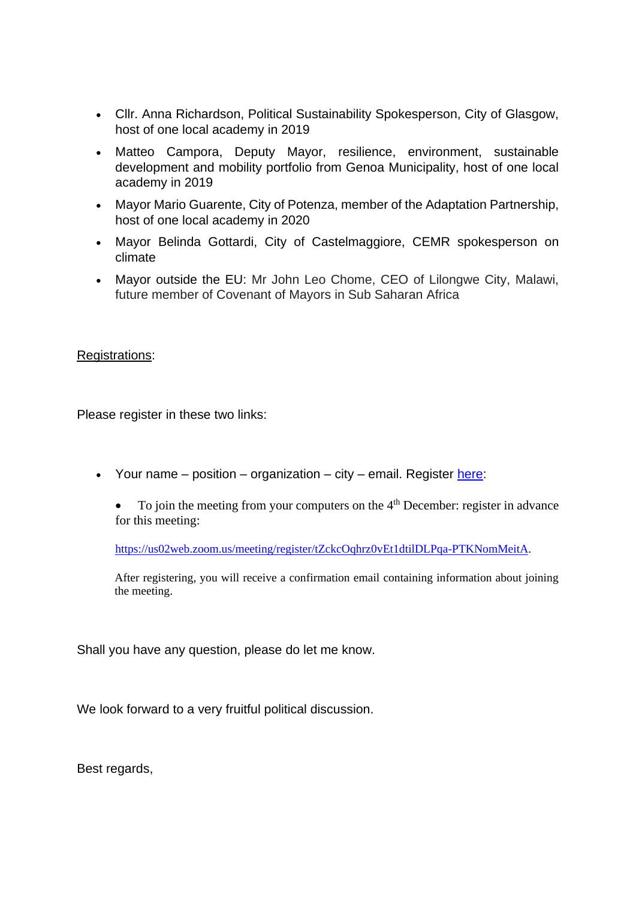- Cllr. Anna Richardson, Political Sustainability Spokesperson, City of Glasgow, host of one local academy in 2019
- Matteo Campora, Deputy Mayor, resilience, environment, sustainable development and mobility portfolio from Genoa Municipality, host of one local academy in 2019
- Mayor Mario Guarente, City of Potenza, member of the Adaptation Partnership, host of one local academy in 2020
- Mayor Belinda Gottardi, City of Castelmaggiore, CEMR spokesperson on climate
- Mayor outside the EU: Mr John Leo Chome, CEO of Lilongwe City, Malawi, future member of Covenant of Mayors in Sub Saharan Africa

Registrations:

Please register in these two links:

- Your name – position – organization – city – email. Register here:
  - To join the meeting from your computers on the 4th December: register in advance for this meeting:

  https://us02web.zoom.us/meeting/register/tZckcOqhrz0vEt1dtilDLPqa-PTKNomMeitA.

  After registering, you will receive a confirmation email containing information about joining the meeting.

Shall you have any question, please do let me know.

We look forward to a very fruitful political discussion.

Best regards,